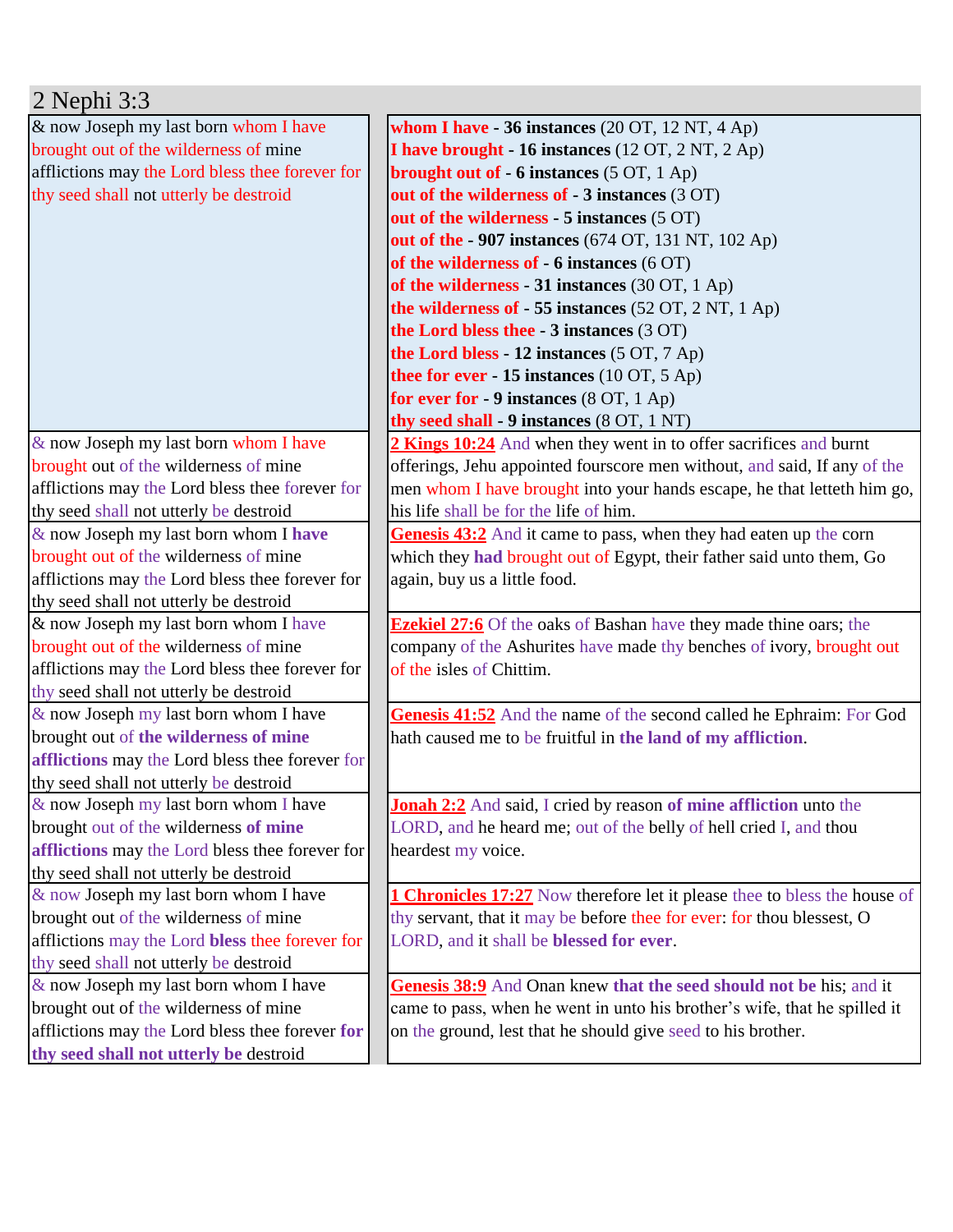# 2 Nephi 3:3

| & now Joseph my last born whom I have brought out of the wilderness of mine afflictions may the Lord bless thee forever for thy seed shall not utterly be destroid | **whom I have - 36 instances** (20 OT, 12 NT, 4 Ap)<br>**I have brought - 16 instances** (12 OT, 2 NT, 2 Ap)<br>**brought out of - 6 instances** (5 OT, 1 Ap)<br>**out of the wilderness of - 3 instances** (3 OT)<br>**out of the wilderness - 5 instances** (5 OT)<br>**out of the - 907 instances** (674 OT, 131 NT, 102 Ap)<br>**of the wilderness of - 6 instances** (6 OT)<br>**of the wilderness - 31 instances** (30 OT, 1 Ap)<br>**the wilderness of - 55 instances** (52 OT, 2 NT, 1 Ap)<br>**the Lord bless thee - 3 instances** (3 OT)<br>**the Lord bless - 12 instances** (5 OT, 7 Ap)<br>**thee for ever - 15 instances** (10 OT, 5 Ap)<br>**for ever for - 9 instances** (8 OT, 1 Ap)<br>**thy seed shall - 9 instances** (8 OT, 1 NT) |
|---|---|
| & now Joseph my last born whom I have brought out of the wilderness of mine afflictions may the Lord bless thee forever for thy seed shall not utterly be destroid | **2 Kings 10:24** And when they went in to offer sacrifices and burnt offerings, Jehu appointed fourscore men without, and said, If any of the men whom I have brought into your hands escape, he that letteth him go, his life shall be for the life of him. |
| & now Joseph my last born whom I **have** brought out of the wilderness of mine afflictions may the Lord bless thee forever for thy seed shall not utterly be destroid | **Genesis 43:2** And it came to pass, when they had eaten up the corn which they **had** brought out of Egypt, their father said unto them, Go again, buy us a little food. |
| & now Joseph my last born whom I have brought out of the wilderness of mine afflictions may the Lord bless thee forever for thy seed shall not utterly be destroid | **Ezekiel 27:6** Of the oaks of Bashan have they made thine oars; the company of the Ashurites have made thy benches of ivory, brought out of the isles of Chittim. |
| & now Joseph my last born whom I have brought out of **the wilderness of mine afflictions** may the Lord bless thee forever for thy seed shall not utterly be destroid | **Genesis 41:52** And the name of the second called he Ephraim: For God hath caused me to be fruitful in **the land of my affliction**. |
| & now Joseph my last born whom I have brought out of the wilderness **of mine afflictions** may the Lord bless thee forever for thy seed shall not utterly be destroid | **Jonah 2:2** And said, I cried by reason **of mine affliction** unto the LORD, and he heard me; out of the belly of hell cried I, and thou heardest my voice. |
| & now Joseph my last born whom I have brought out of the wilderness of mine afflictions may the Lord **bless** thee **forever** for thy seed shall not utterly be destroid | **1 Chronicles 17:27** Now therefore let it please thee to bless the house of thy servant, that it may be before thee for ever: for thou blessest, O LORD, and it shall be **blessed for ever**. |
| & now Joseph my last born whom I have brought out of the wilderness of mine afflictions may the Lord bless thee forever **for thy seed shall not utterly be** destroid | **Genesis 38:9** And Onan knew **that the seed should not be** his; and it came to pass, when he went in unto his brother's wife, that he spilled it on the ground, lest that he should give seed to his brother. |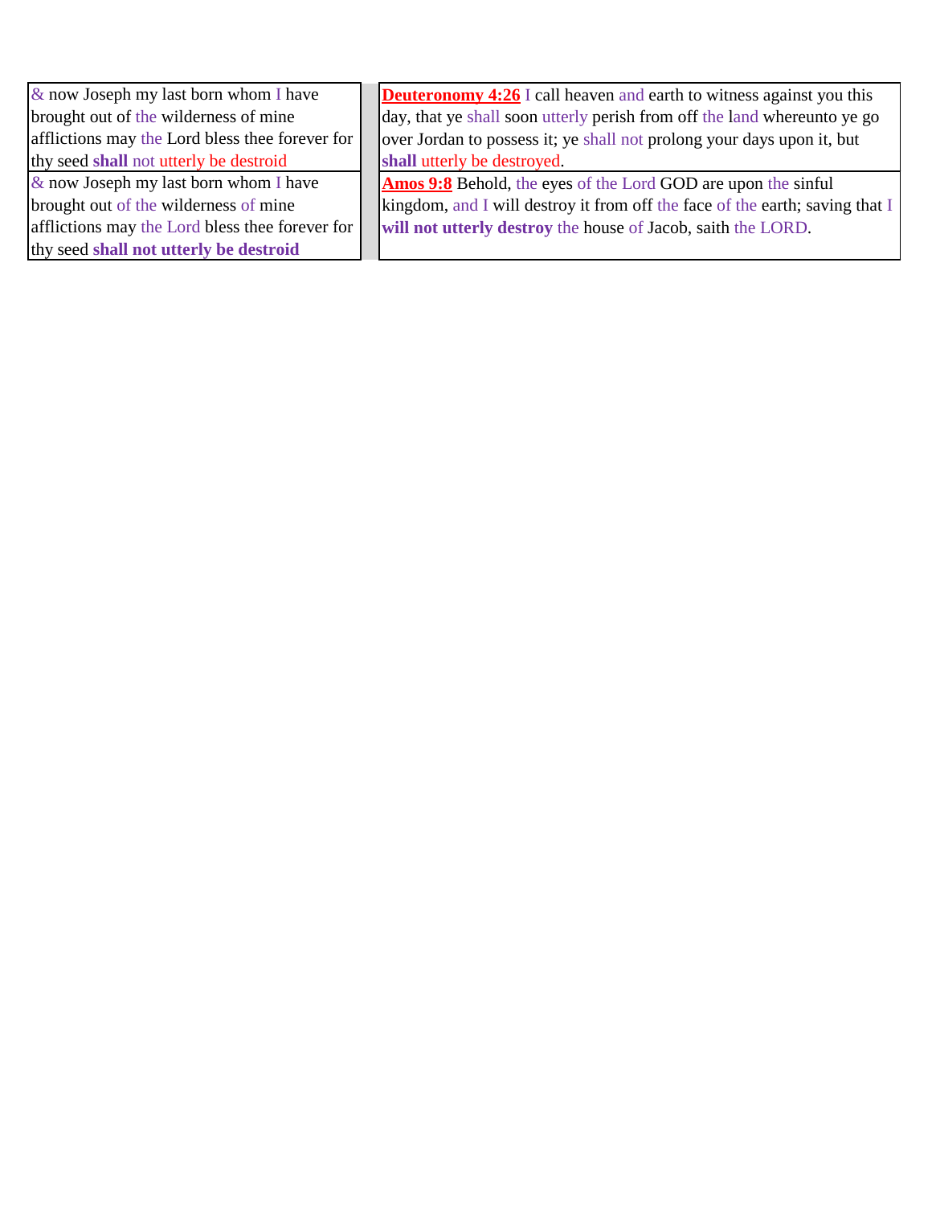| | |
|---|---|
| & now Joseph my last born whom I have brought out of the wilderness of mine afflictions may the Lord bless thee forever for thy seed **shall** not utterly be destroid | **Deuteronomy 4:26** I call heaven and earth to witness against you this day, that ye shall soon utterly perish from off the land whereunto ye go over Jordan to possess it; ye shall not prolong your days upon it, but **shall** utterly be destroyed. |
| & now Joseph my last born whom I have brought out of the wilderness of mine afflictions may the Lord bless thee forever for thy seed **shall not utterly be destroid** | **Amos 9:8** Behold, the eyes of the Lord GOD are upon the sinful kingdom, and I will destroy it from off the face of the earth; saving that I **will not utterly destroy** the house of Jacob, saith the LORD. |